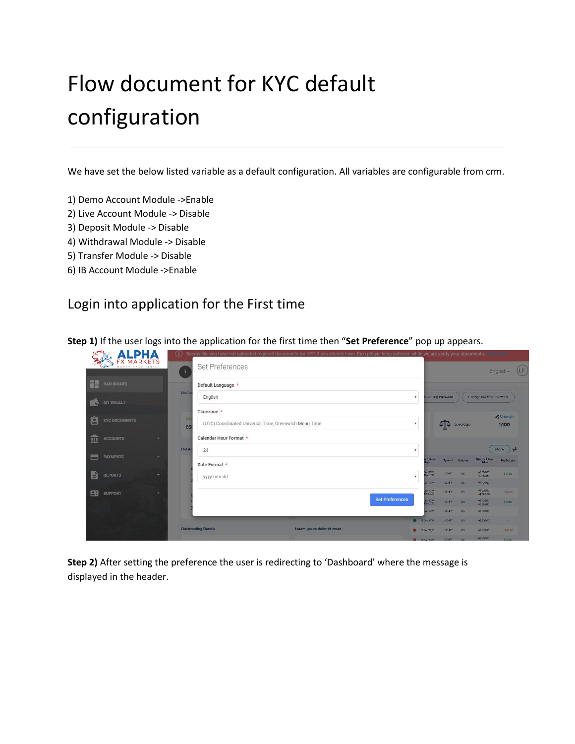# Flow document for KYC default configuration

---

We have set the below listed variable as a default configuration. All variables are configurable from crm.

1) Demo Account Module ->Enable
2) Live Account Module -> Disable
3) Deposit Module -> Disable
4) Withdrawal Module -> Disable
5) Transfer Module -> Disable
6) IB Account Module ->Enable

## Login into application for the First time

**Step 1)** If the user logs into the application for the first time then "**Set Preference**" pop up appears.

**Step 2)** After setting the preference the user is redirecting to 'Dashboard' where the message is displayed in the header.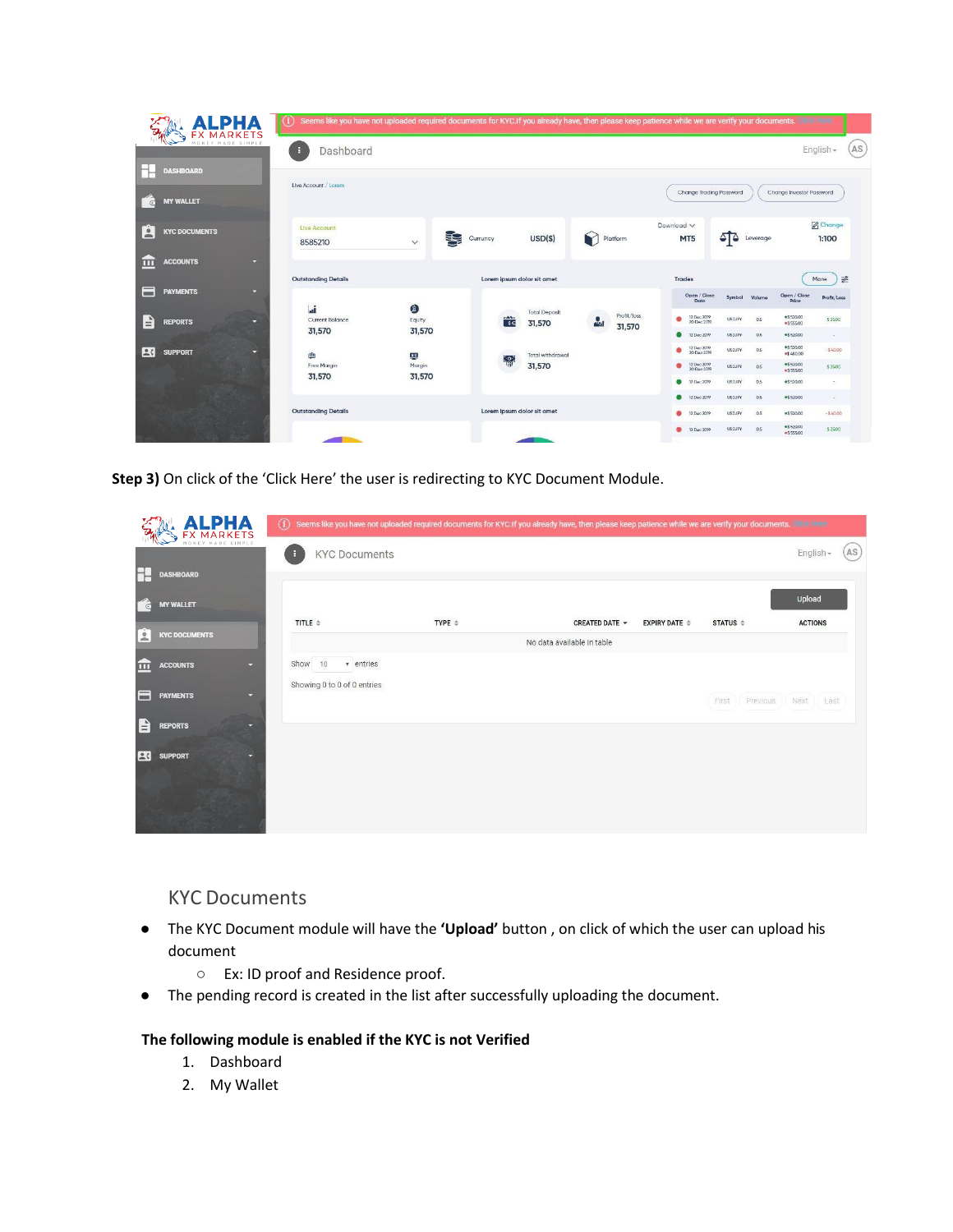**Step 3)** On click of the 'Click Here' the user is redirecting to KYC Document Module.

## KYC Documents

- The KYC Document module will have the **'Upload'** button , on click of which the user can upload his document
  - Ex: ID proof and Residence proof.
- The pending record is created in the list after successfully uploading the document.

**The following module is enabled if the KYC is not Verified**

1. Dashboard
2. My Wallet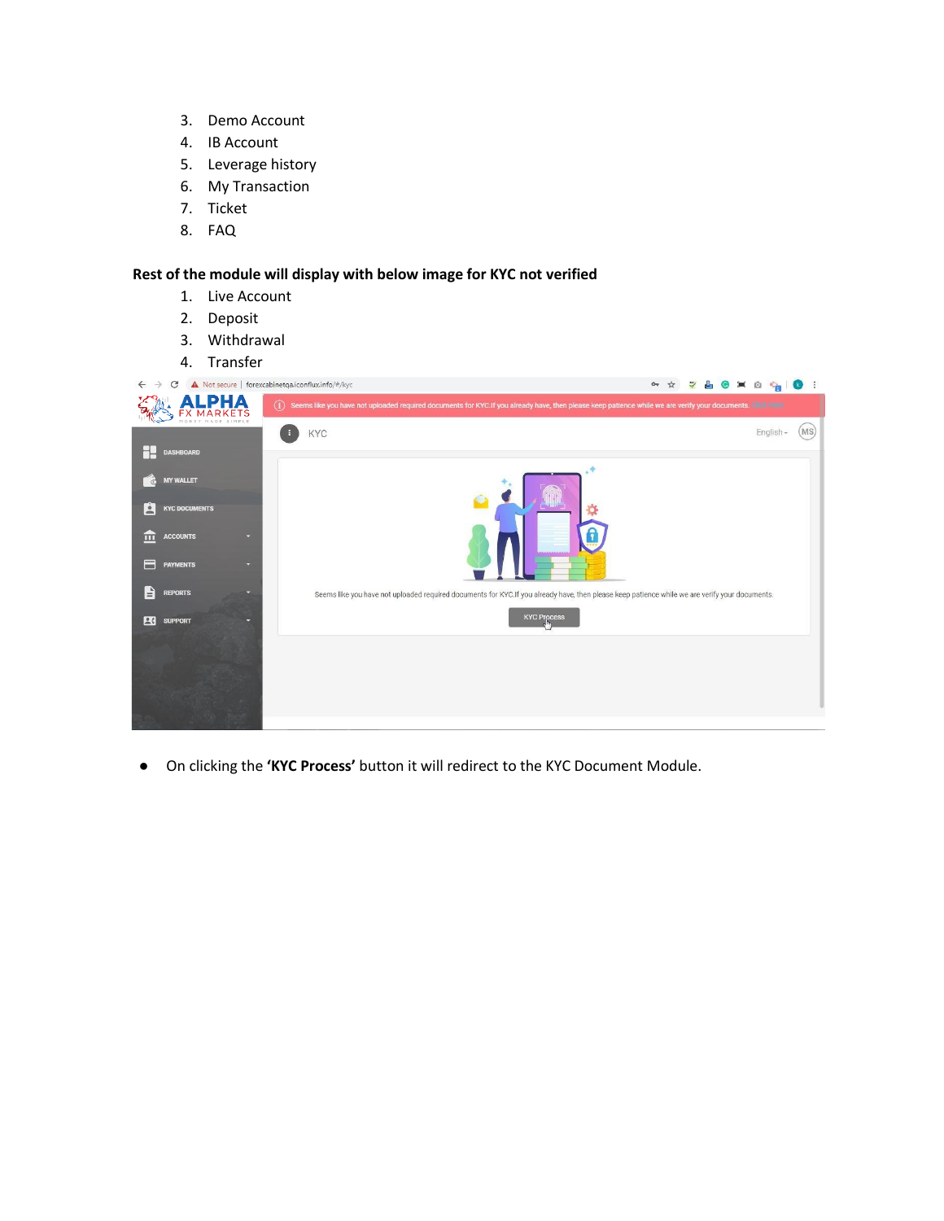3. Demo Account
4. IB Account
5. Leverage history
6. My Transaction
7. Ticket
8. FAQ

**Rest of the module will display with below image for KYC not verified**

1. Live Account
2. Deposit
3. Withdrawal
4. Transfer

- On clicking the **'KYC Process'** button it will redirect to the KYC Document Module.